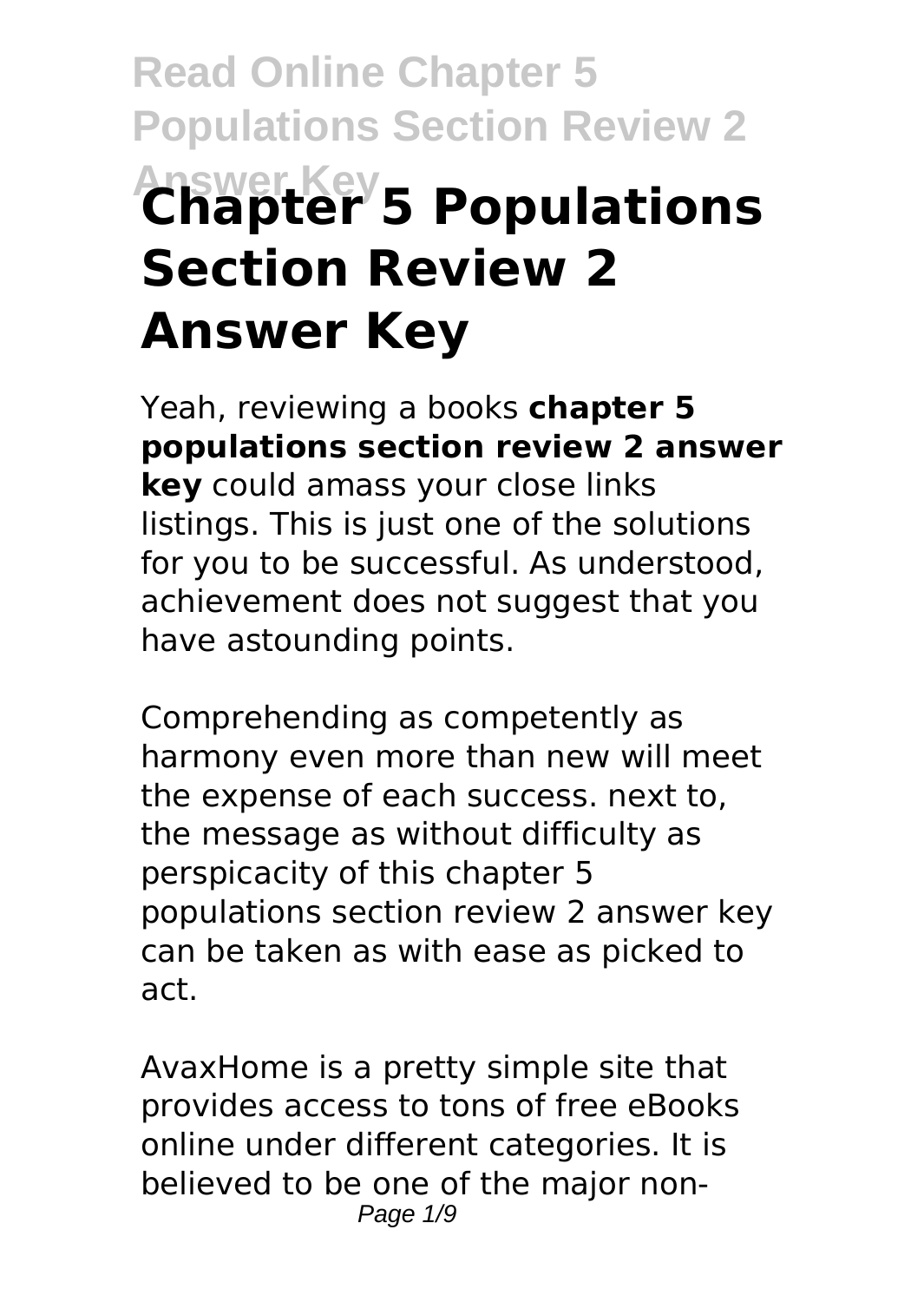# Chapter 5 Populations Section Review 2 Answer Key

Yeah, reviewing a books **chapter 5 populations section review 2 answer key** could amass your close links listings. This is just one of the solutions for you to be successful. As understood, achievement does not suggest that you have astounding points.

Comprehending as competently as harmony even more than new will meet the expense of each success. next to, the message as without difficulty as perspicacity of this chapter 5 populations section review 2 answer key can be taken as with ease as picked to act.

AvaxHome is a pretty simple site that provides access to tons of free eBooks online under different categories. It is believed to be one of the major non-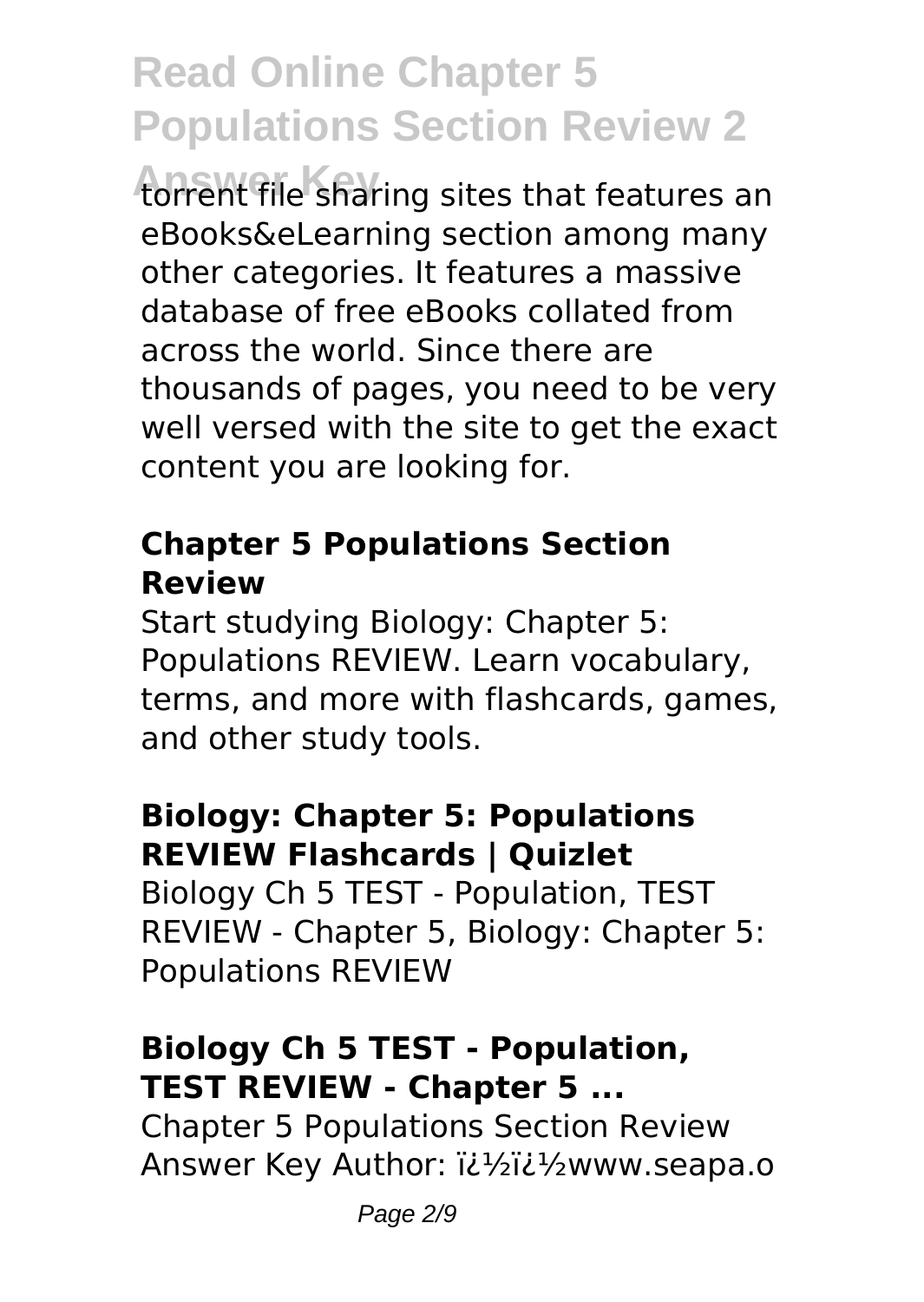torrent file sharing sites that features an eBooks&eLearning section among many other categories. It features a massive database of free eBooks collated from across the world. Since there are thousands of pages, you need to be very well versed with the site to get the exact content you are looking for.

### Chapter 5 Populations Section Review

Start studying Biology: Chapter 5: Populations REVIEW. Learn vocabulary, terms, and more with flashcards, games, and other study tools.

### Biology: Chapter 5: Populations REVIEW Flashcards | Quizlet

Biology Ch 5 TEST - Population, TEST REVIEW - Chapter 5, Biology: Chapter 5: Populations REVIEW

### Biology Ch 5 TEST - Population, TEST REVIEW - Chapter 5 ...

Chapter 5 Populations Section Review Answer Key Author: ï¿½ï¿½www.seapa.o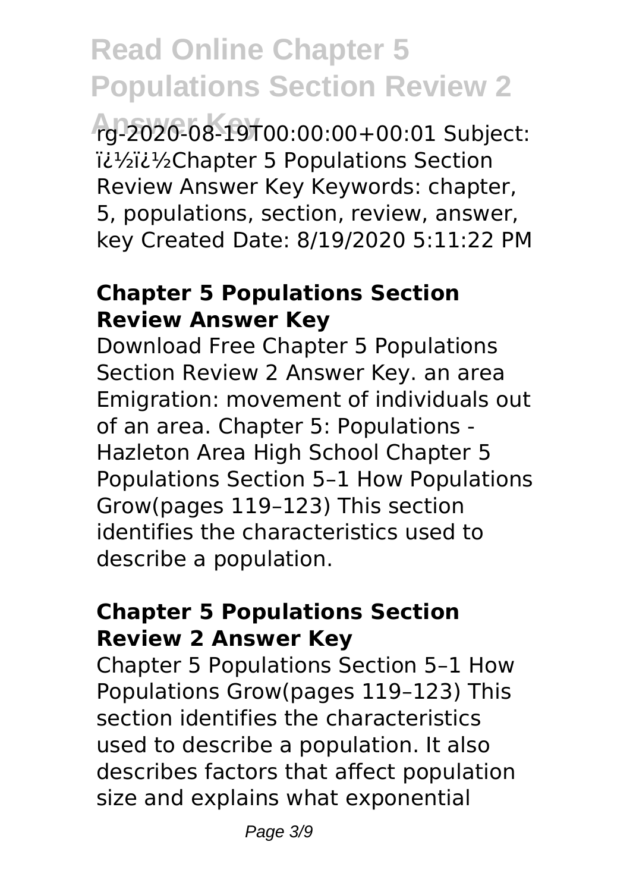rg-2020-08-19T00:00:00+00:01 Subject: ï¿½ï¿½Chapter 5 Populations Section Review Answer Key Keywords: chapter, 5, populations, section, review, answer, key Created Date: 8/19/2020 5:11:22 PM

### Chapter 5 Populations Section Review Answer Key

Download Free Chapter 5 Populations Section Review 2 Answer Key. an area Emigration: movement of individuals out of an area. Chapter 5: Populations - Hazleton Area High School Chapter 5 Populations Section 5–1 How Populations Grow(pages 119–123) This section identifies the characteristics used to describe a population.

### Chapter 5 Populations Section Review 2 Answer Key

Chapter 5 Populations Section 5–1 How Populations Grow(pages 119–123) This section identifies the characteristics used to describe a population. It also describes factors that affect population size and explains what exponential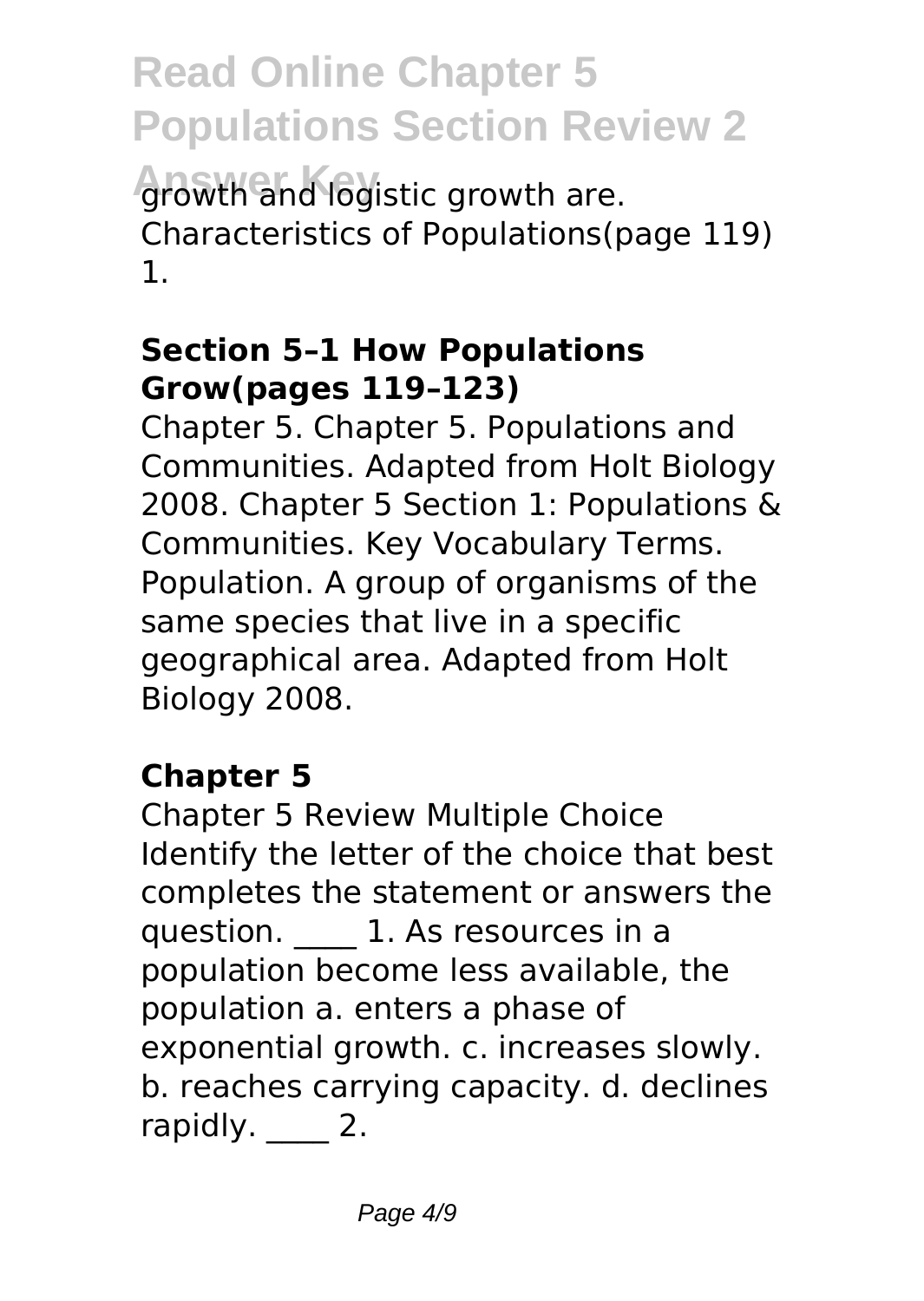growth and logistic growth are. Characteristics of Populations(page 119) 1.

**Section 5–1 How Populations Grow(pages 119–123)**

Chapter 5. Chapter 5. Populations and Communities. Adapted from Holt Biology 2008. Chapter 5 Section 1: Populations & Communities. Key Vocabulary Terms. Population. A group of organisms of the same species that live in a specific geographical area. Adapted from Holt Biology 2008.

**Chapter 5**

Chapter 5 Review Multiple Choice Identify the letter of the choice that best completes the statement or answers the question. ____ 1. As resources in a population become less available, the population a. enters a phase of exponential growth. c. increases slowly. b. reaches carrying capacity. d. declines rapidly. ____ 2.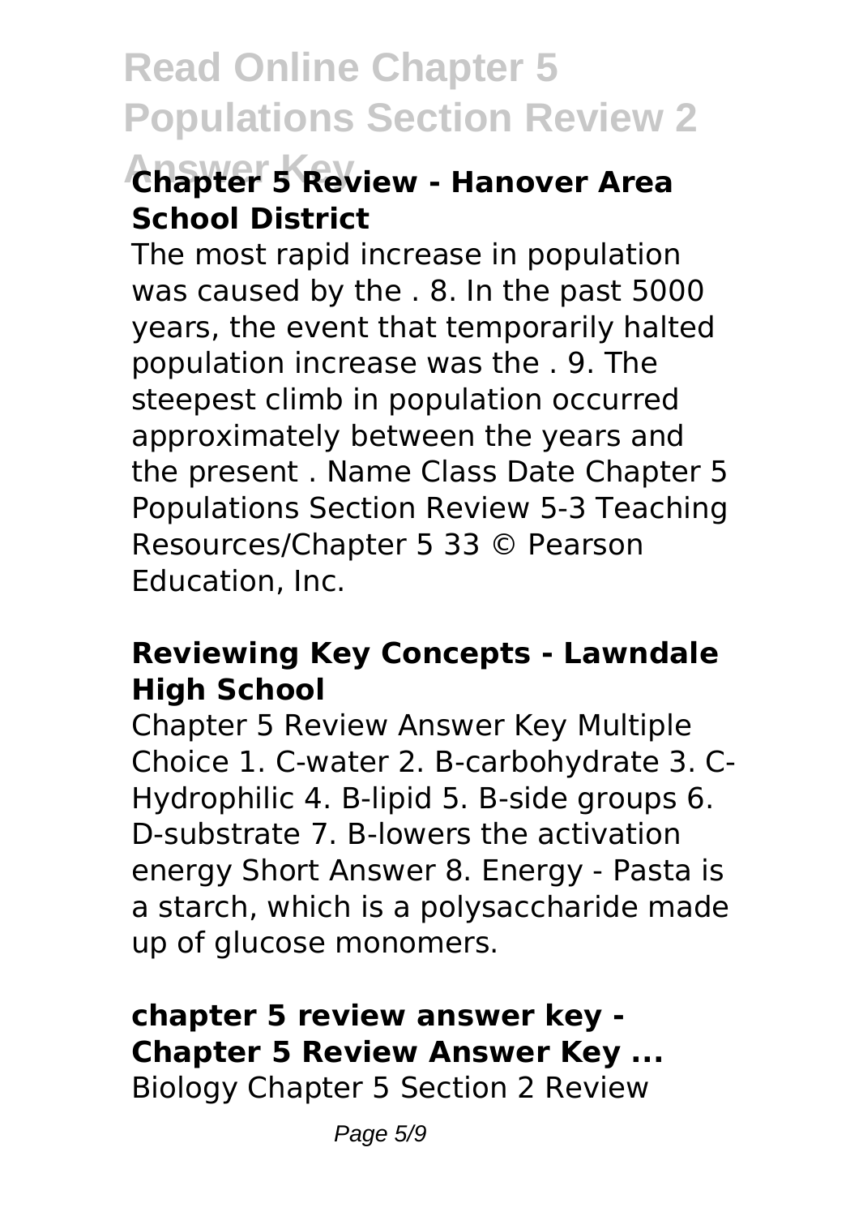### Chapter 5 Review - Hanover Area School District

The most rapid increase in population was caused by the . 8. In the past 5000 years, the event that temporarily halted population increase was the . 9. The steepest climb in population occurred approximately between the years and the present . Name Class Date Chapter 5 Populations Section Review 5-3 Teaching Resources/Chapter 5 33 © Pearson Education, Inc.

### Reviewing Key Concepts - Lawndale High School

Chapter 5 Review Answer Key Multiple Choice 1. C-water 2. B-carbohydrate 3. C-Hydrophilic 4. B-lipid 5. B-side groups 6. D-substrate 7. B-lowers the activation energy Short Answer 8. Energy - Pasta is a starch, which is a polysaccharide made up of glucose monomers.

### chapter 5 review answer key - Chapter 5 Review Answer Key ...

Biology Chapter 5 Section 2 Review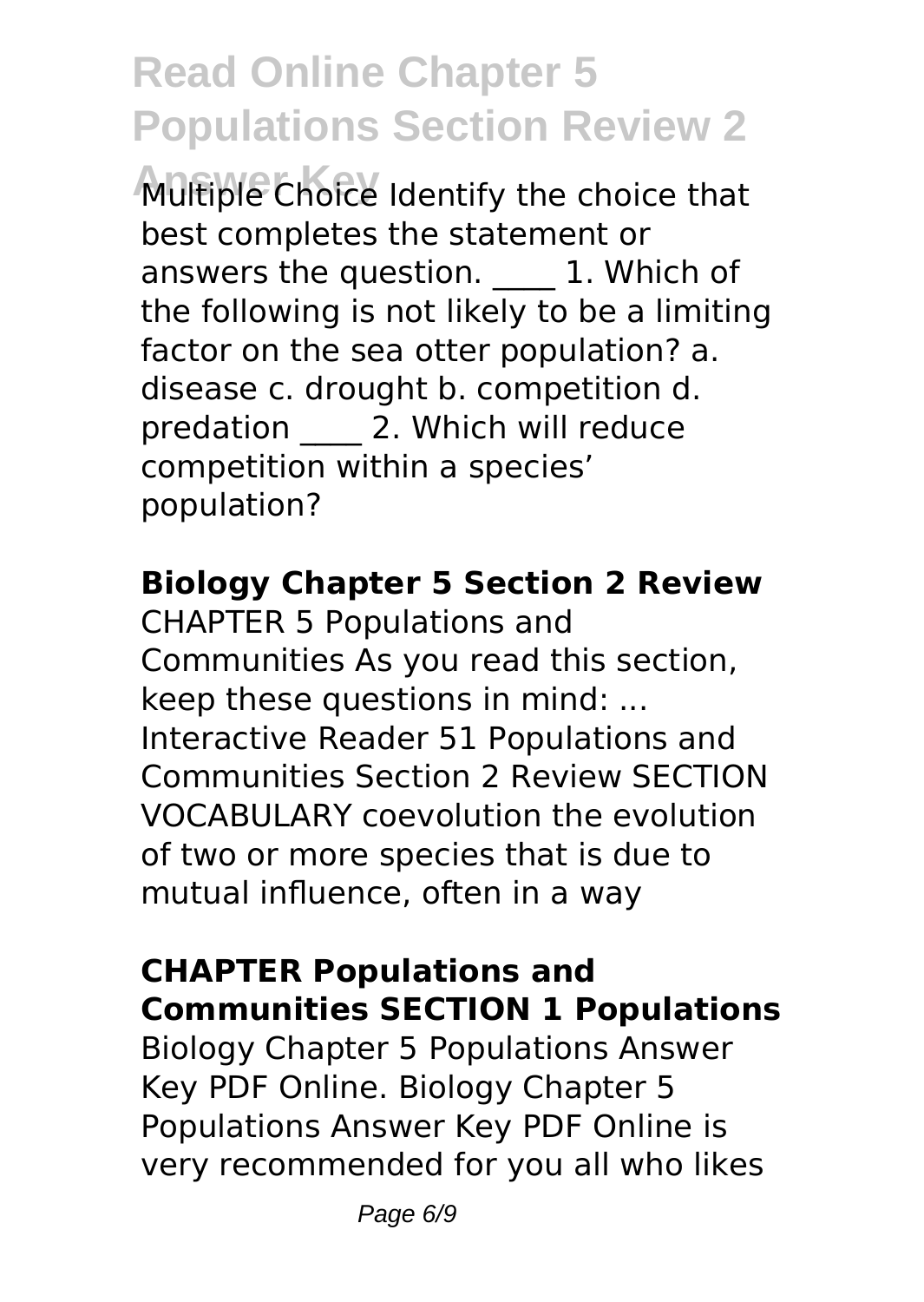Multiple Choice Identify the choice that best completes the statement or answers the question. ____ 1. Which of the following is not likely to be a limiting factor on the sea otter population? a. disease c. drought b. competition d. predation ____ 2. Which will reduce competition within a species' population?

## Biology Chapter 5 Section 2 Review

CHAPTER 5 Populations and Communities As you read this section, keep these questions in mind: ... Interactive Reader 51 Populations and Communities Section 2 Review SECTION VOCABULARY coevolution the evolution of two or more species that is due to mutual influence, often in a way

## CHAPTER Populations and Communities SECTION 1 Populations

Biology Chapter 5 Populations Answer Key PDF Online. Biology Chapter 5 Populations Answer Key PDF Online is very recommended for you all who likes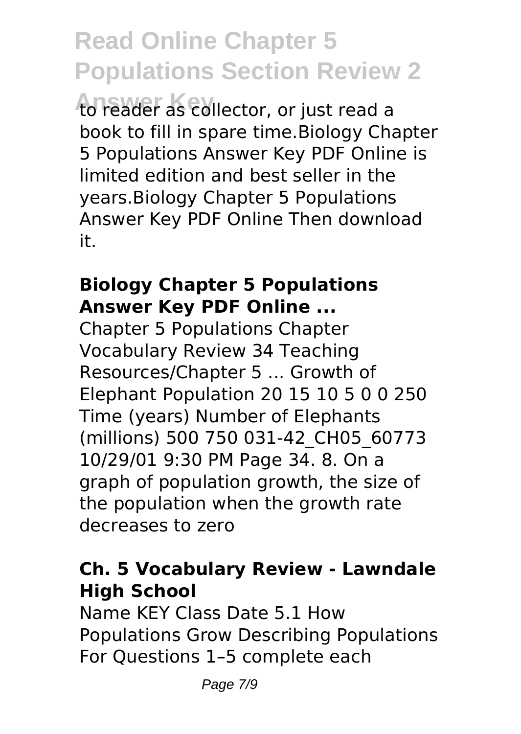to reader as collector, or just read a book to fill in spare time.Biology Chapter 5 Populations Answer Key PDF Online is limited edition and best seller in the years.Biology Chapter 5 Populations Answer Key PDF Online Then download it.

### Biology Chapter 5 Populations Answer Key PDF Online ...

Chapter 5 Populations Chapter Vocabulary Review 34 Teaching Resources/Chapter 5 ... Growth of Elephant Population 20 15 10 5 0 0 250 Time (years) Number of Elephants (millions) 500 750 031-42_CH05_60773 10/29/01 9:30 PM Page 34. 8. On a graph of population growth, the size of the population when the growth rate decreases to zero

### Ch. 5 Vocabulary Review - Lawndale High School

Name KEY Class Date 5.1 How Populations Grow Describing Populations For Questions 1–5 complete each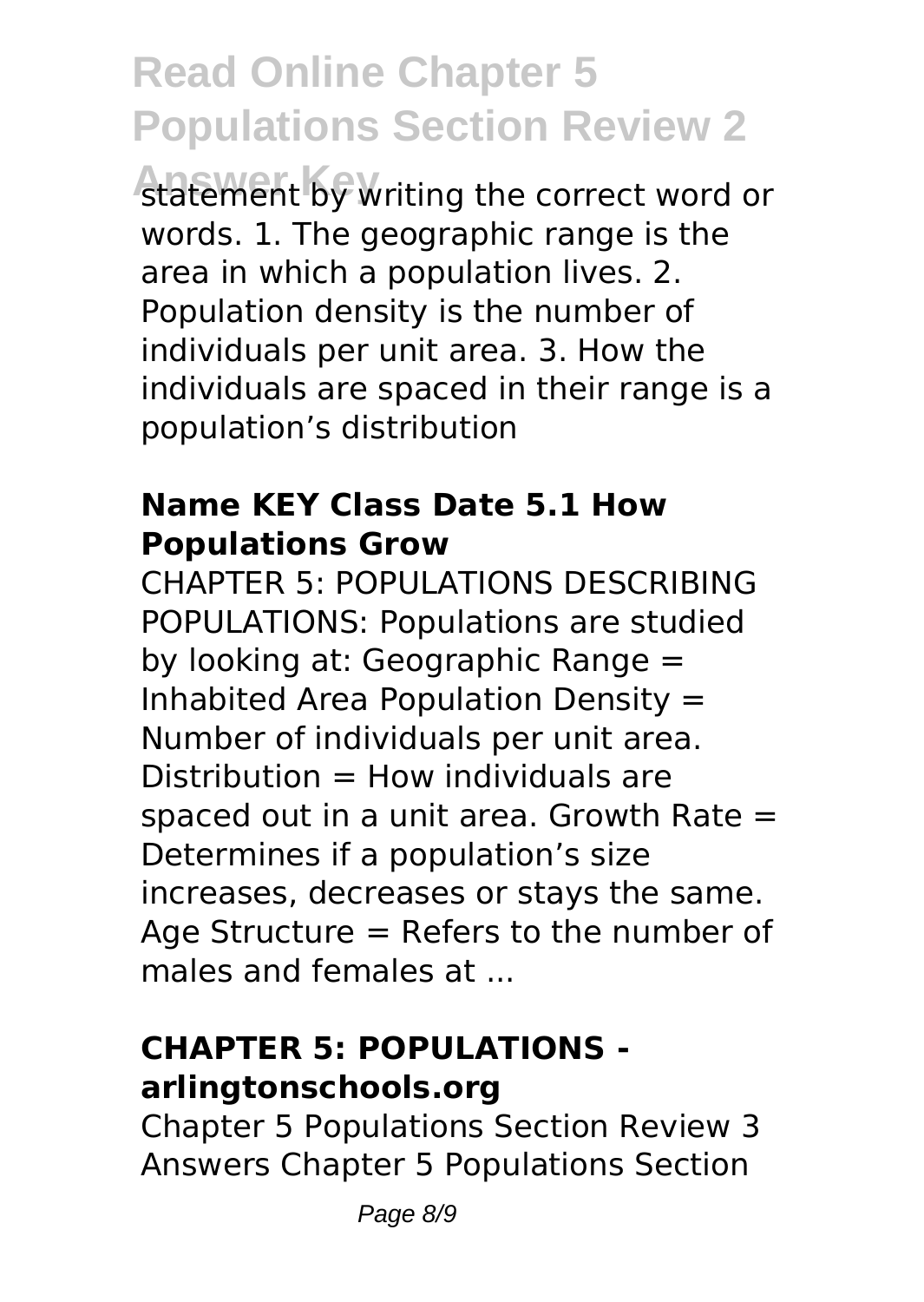statement by writing the correct word or words. 1. The geographic range is the area in which a population lives. 2. Population density is the number of individuals per unit area. 3. How the individuals are spaced in their range is a population's distribution

### Name KEY Class Date 5.1 How Populations Grow

CHAPTER 5: POPULATIONS DESCRIBING POPULATIONS: Populations are studied by looking at: Geographic Range = Inhabited Area Population Density = Number of individuals per unit area. Distribution = How individuals are spaced out in a unit area. Growth Rate = Determines if a population's size increases, decreases or stays the same. Age Structure = Refers to the number of males and females at ...

### CHAPTER 5: POPULATIONS - arlingtonschools.org

Chapter 5 Populations Section Review 3 Answers Chapter 5 Populations Section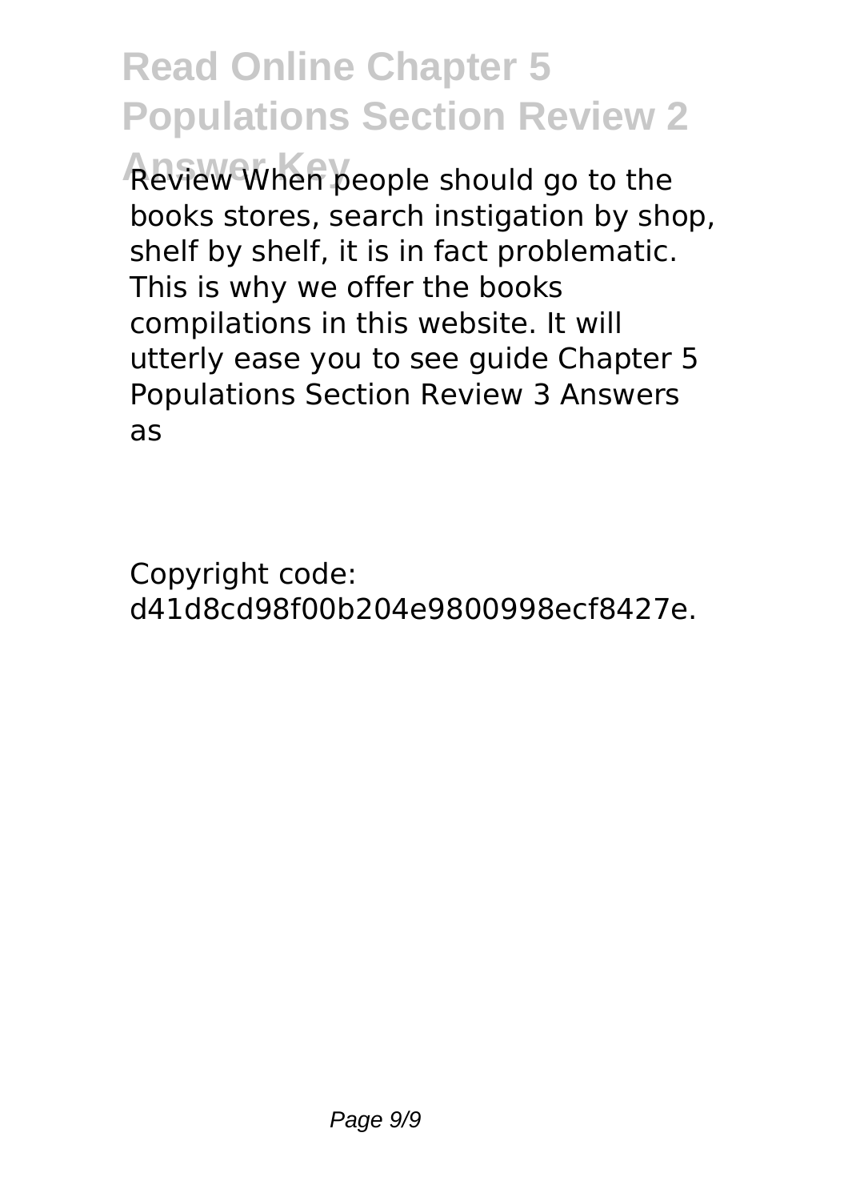Review When people should go to the books stores, search instigation by shop, shelf by shelf, it is in fact problematic. This is why we offer the books compilations in this website. It will utterly ease you to see guide Chapter 5 Populations Section Review 3 Answers as

Copyright code: d41d8cd98f00b204e9800998ecf8427e.